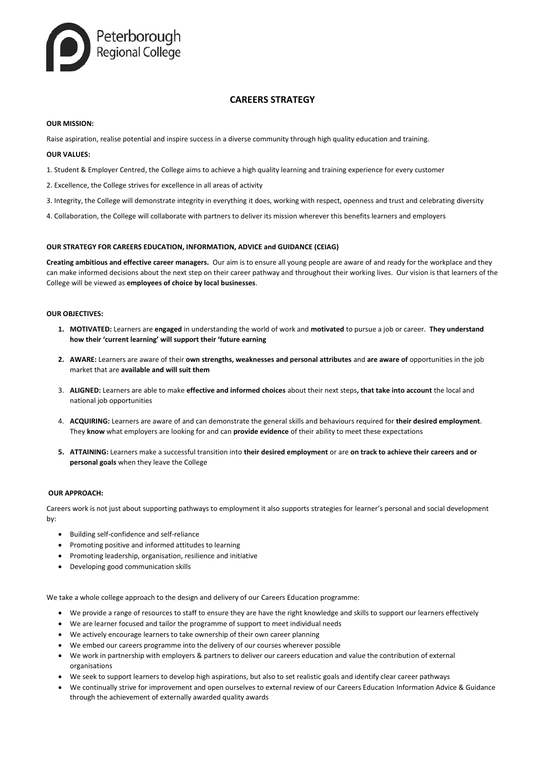Peterborough Regional College

# CAREERS STRATEGY

**OUR MISSION:**

Raise aspiration, realise potential and inspire success in a diverse community through high quality education and training.

**OUR VALUES:**

1. Student & Employer Centred, the College aims to achieve a high quality learning and training experience for every customer

2. Excellence, the College strives for excellence in all areas of activity

3. Integrity, the College will demonstrate integrity in everything it does, working with respect, openness and trust and celebrating diversity

4. Collaboration, the College will collaborate with partners to deliver its mission wherever this benefits learners and employers

**OUR STRATEGY FOR CAREERS EDUCATION, INFORMATION, ADVICE and GUIDANCE (CEIAG)**

**Creating ambitious and effective career managers.** Our aim is to ensure all young people are aware of and ready for the workplace and they can make informed decisions about the next step on their career pathway and throughout their working lives. Our vision is that learners of the College will be viewed as **employees of choice by local businesses**.

**OUR OBJECTIVES:**

1. **MOTIVATED:** Learners are **engaged** in understanding the world of work and **motivated** to pursue a job or career. **They understand how their 'current learning' will support their 'future earning**
2. **AWARE:** Learners are aware of their **own strengths, weaknesses and personal attributes** and **are aware of** opportunities in the job market that are **available and will suit them**
3. **ALIGNED:** Learners are able to make **effective and informed choices** about their next steps**, that take into account** the local and national job opportunities
4. **ACQUIRING:** Learners are aware of and can demonstrate the general skills and behaviours required for **their desired employment**. They **know** what employers are looking for and can **provide evidence** of their ability to meet these expectations
5. **ATTAINING:** Learners make a successful transition into **their desired employment** or are **on track to achieve their careers and or personal goals** when they leave the College

**OUR APPROACH:**

Careers work is not just about supporting pathways to employment it also supports strategies for learner's personal and social development by:

- Building self-confidence and self-reliance
- Promoting positive and informed attitudes to learning
- Promoting leadership, organisation, resilience and initiative
- Developing good communication skills

We take a whole college approach to the design and delivery of our Careers Education programme:

- We provide a range of resources to staff to ensure they are have the right knowledge and skills to support our learners effectively
- We are learner focused and tailor the programme of support to meet individual needs
- We actively encourage learners to take ownership of their own career planning
- We embed our careers programme into the delivery of our courses wherever possible
- We work in partnership with employers & partners to deliver our careers education and value the contribution of external organisations
- We seek to support learners to develop high aspirations, but also to set realistic goals and identify clear career pathways
- We continually strive for improvement and open ourselves to external review of our Careers Education Information Advice & Guidance through the achievement of externally awarded quality awards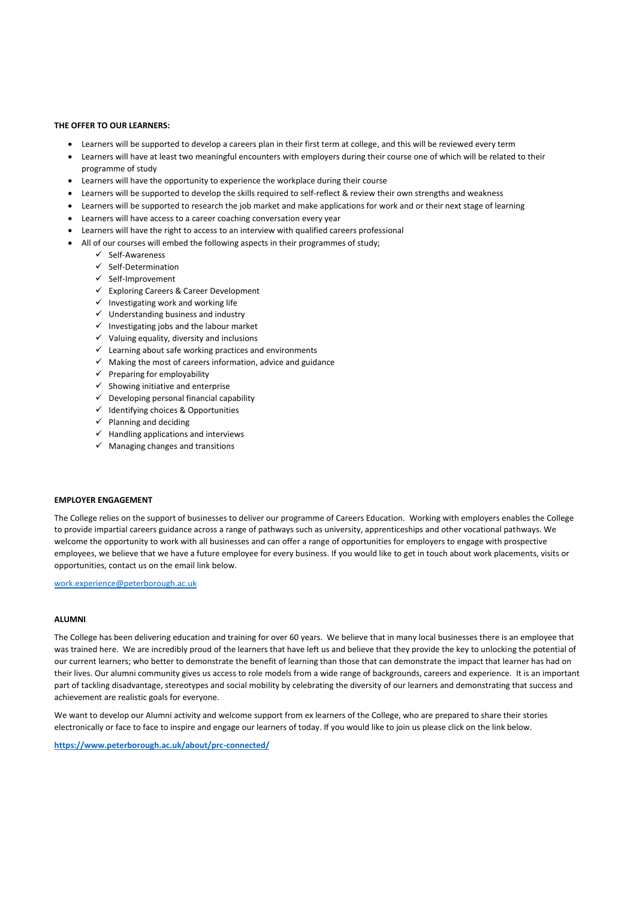**THE OFFER TO OUR LEARNERS:**

- Learners will be supported to develop a careers plan in their first term at college, and this will be reviewed every term
- Learners will have at least two meaningful encounters with employers during their course one of which will be related to their programme of study
- Learners will have the opportunity to experience the workplace during their course
- Learners will be supported to develop the skills required to self-reflect & review their own strengths and weakness
- Learners will be supported to research the job market and make applications for work and or their next stage of learning
- Learners will have access to a career coaching conversation every year
- Learners will have the right to access to an interview with qualified careers professional
- All of our courses will embed the following aspects in their programmes of study;
  - ✓ Self-Awareness
  - ✓ Self-Determination
  - ✓ Self-Improvement
  - ✓ Exploring Careers & Career Development
  - ✓ Investigating work and working life
  - ✓ Understanding business and industry
  - ✓ Investigating jobs and the labour market
  - ✓ Valuing equality, diversity and inclusions
  - ✓ Learning about safe working practices and environments
  - ✓ Making the most of careers information, advice and guidance
  - ✓ Preparing for employability
  - ✓ Showing initiative and enterprise
  - ✓ Developing personal financial capability
  - ✓ Identifying choices & Opportunities
  - ✓ Planning and deciding
  - ✓ Handling applications and interviews
  - ✓ Managing changes and transitions

**EMPLOYER ENGAGEMENT**

The College relies on the support of businesses to deliver our programme of Careers Education. Working with employers enables the College to provide impartial careers guidance across a range of pathways such as university, apprenticeships and other vocational pathways. We welcome the opportunity to work with all businesses and can offer a range of opportunities for employers to engage with prospective employees, we believe that we have a future employee for every business. If you would like to get in touch about work placements, visits or opportunities, contact us on the email link below.

work.experience@peterborough.ac.uk

**ALUMNI**

The College has been delivering education and training for over 60 years. We believe that in many local businesses there is an employee that was trained here. We are incredibly proud of the learners that have left us and believe that they provide the key to unlocking the potential of our current learners; who better to demonstrate the benefit of learning than those that can demonstrate the impact that learner has had on their lives. Our alumni community gives us access to role models from a wide range of backgrounds, careers and experience. It is an important part of tackling disadvantage, stereotypes and social mobility by celebrating the diversity of our learners and demonstrating that success and achievement are realistic goals for everyone.

We want to develop our Alumni activity and welcome support from ex learners of the College, who are prepared to share their stories electronically or face to face to inspire and engage our learners of today. If you would like to join us please click on the link below.

**https://www.peterborough.ac.uk/about/prc-connected/**